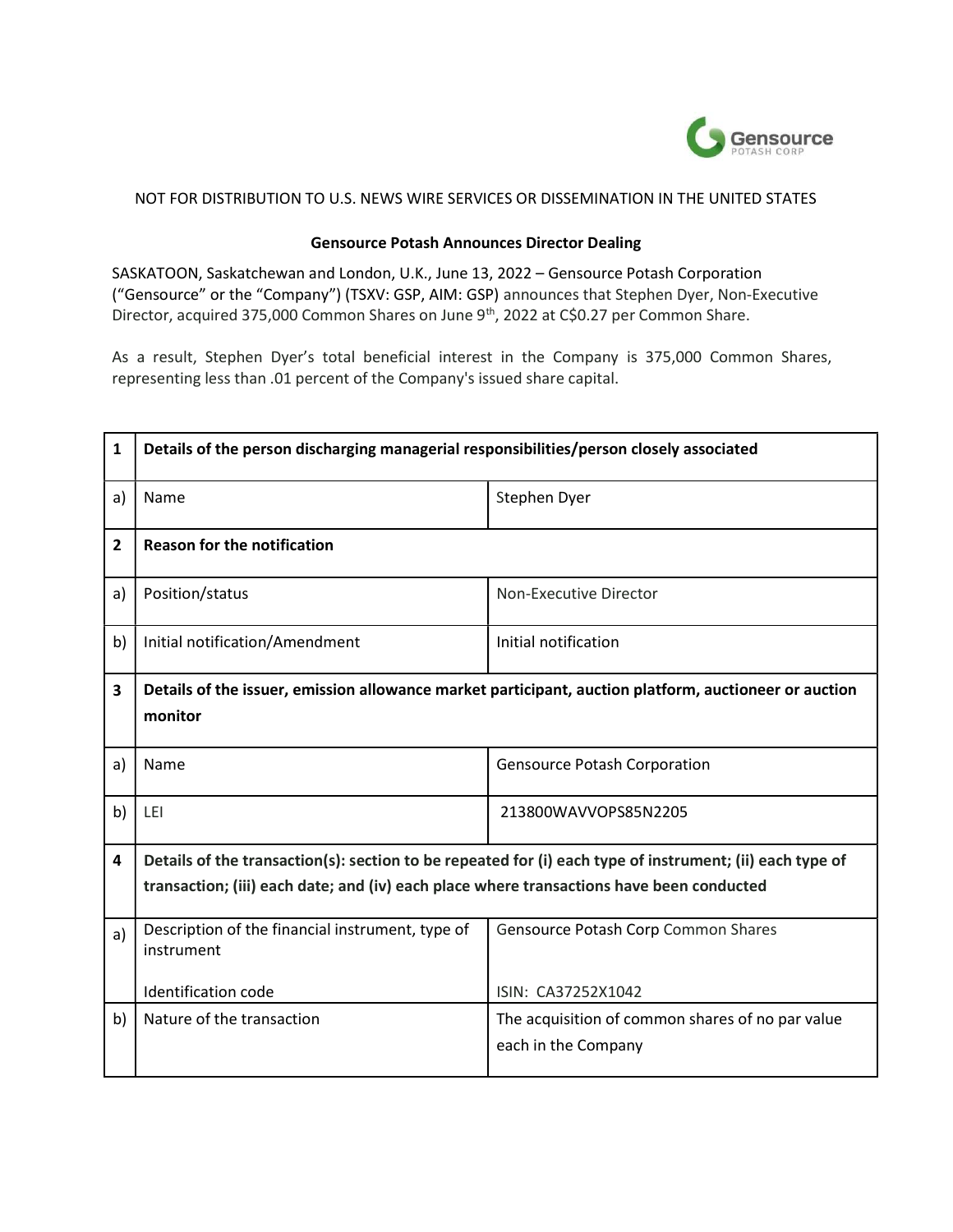NOT FOR DISTRIBUTION TO U.S. NEWS WIRE SERVICES OR DISSEMINATION IN THE UNITED STATES

**Gensource Potash Announces Director Dealing**

SASKATOON, Saskatchewan and London, U.K., June 13, 2022 – Gensource Potash Corporation ("Gensource" or the "Company") (TSXV: GSP, AIM: GSP) announces that Stephen Dyer, Non-Executive Director, acquired 375,000 Common Shares on June 9th, 2022 at C$0.27 per Common Share.

As a result, Stephen Dyer's total beneficial interest in the Company is 375,000 Common Shares, representing less than .01 percent of the Company's issued share capital.

| | | |
|---|---|---|
| **1** | **Details of the person discharging managerial responsibilities/person closely associated** | |
| a) | Name | Stephen Dyer |
| **2** | **Reason for the notification** | |
| a) | Position/status | Non-Executive Director |
| b) | Initial notification/Amendment | Initial notification |
| **3** | **Details of the issuer, emission allowance market participant, auction platform, auctioneer or auction monitor** | |
| a) | Name | Gensource Potash Corporation |
| b) | LEI | 213800WAVVOPS85N2205 |
| **4** | **Details of the transaction(s): section to be repeated for (i) each type of instrument; (ii) each type of transaction; (iii) each date; and (iv) each place where transactions have been conducted** | |
| a) | Description of the financial instrument, type of instrument<br><br>Identification code | Gensource Potash Corp Common Shares<br><br>ISIN: CA37252X1042 |
| b) | Nature of the transaction | The acquisition of common shares of no par value each in the Company |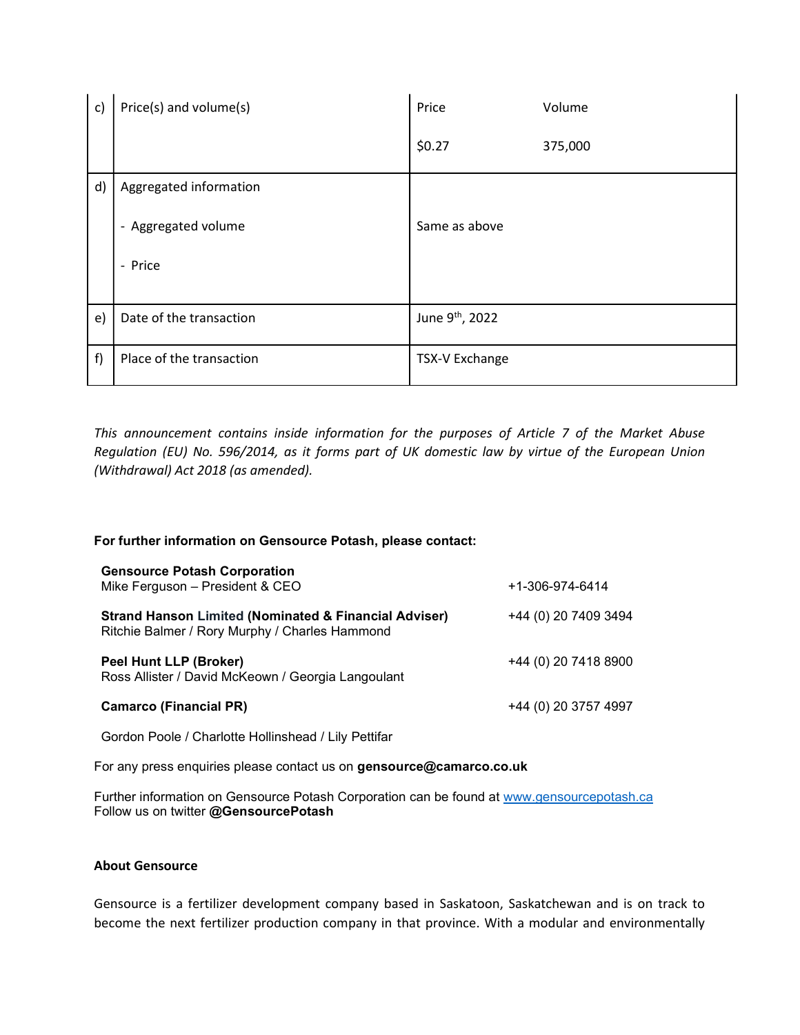| | | | |
|---|---|---|---|
| c) | Price(s) and volume(s) | Price | Volume |
| | | $0.27 | 375,000 |
| d) | Aggregated information<br>- Aggregated volume<br>- Price | Same as above | |
| e) | Date of the transaction | June 9th, 2022 | |
| f) | Place of the transaction | TSX-V Exchange | |

*This announcement contains inside information for the purposes of Article 7 of the Market Abuse Regulation (EU) No. 596/2014, as it forms part of UK domestic law by virtue of the European Union (Withdrawal) Act 2018 (as amended).*

**For further information on Gensource Potash, please contact:**

| | |
|---|---|
| **Gensource Potash Corporation**<br>Mike Ferguson – President & CEO | +1-306-974-6414 |
| **Strand Hanson Limited (Nominated & Financial Adviser)**<br>Ritchie Balmer / Rory Murphy / Charles Hammond | +44 (0) 20 7409 3494 |
| **Peel Hunt LLP (Broker)**<br>Ross Allister / David McKeown / Georgia Langoulant | +44 (0) 20 7418 8900 |
| **Camarco (Financial PR)**<br>Gordon Poole / Charlotte Hollinshead / Lily Pettifar | +44 (0) 20 3757 4997 |

For any press enquiries please contact us on **gensource@camarco.co.uk**

Further information on Gensource Potash Corporation can be found at www.gensourcepotash.ca
Follow us on twitter **@GensourcePotash**

**About Gensource**

Gensource is a fertilizer development company based in Saskatoon, Saskatchewan and is on track to become the next fertilizer production company in that province. With a modular and environmentally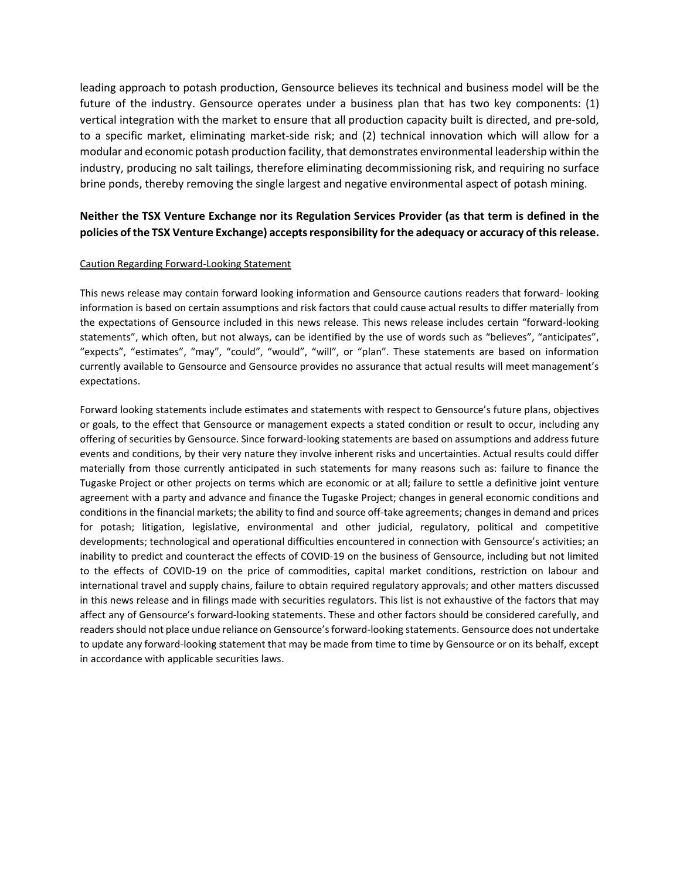leading approach to potash production, Gensource believes its technical and business model will be the future of the industry. Gensource operates under a business plan that has two key components: (1) vertical integration with the market to ensure that all production capacity built is directed, and pre-sold, to a specific market, eliminating market-side risk; and (2) technical innovation which will allow for a modular and economic potash production facility, that demonstrates environmental leadership within the industry, producing no salt tailings, therefore eliminating decommissioning risk, and requiring no surface brine ponds, thereby removing the single largest and negative environmental aspect of potash mining.

**Neither the TSX Venture Exchange nor its Regulation Services Provider (as that term is defined in the policies of the TSX Venture Exchange) accepts responsibility for the adequacy or accuracy of this release.**

Caution Regarding Forward-Looking Statement

This news release may contain forward looking information and Gensource cautions readers that forward- looking information is based on certain assumptions and risk factors that could cause actual results to differ materially from the expectations of Gensource included in this news release. This news release includes certain "forward-looking statements", which often, but not always, can be identified by the use of words such as "believes", "anticipates", "expects", "estimates", "may", "could", "would", "will", or "plan". These statements are based on information currently available to Gensource and Gensource provides no assurance that actual results will meet management's expectations.

Forward looking statements include estimates and statements with respect to Gensource's future plans, objectives or goals, to the effect that Gensource or management expects a stated condition or result to occur, including any offering of securities by Gensource. Since forward-looking statements are based on assumptions and address future events and conditions, by their very nature they involve inherent risks and uncertainties. Actual results could differ materially from those currently anticipated in such statements for many reasons such as: failure to finance the Tugaske Project or other projects on terms which are economic or at all; failure to settle a definitive joint venture agreement with a party and advance and finance the Tugaske Project; changes in general economic conditions and conditions in the financial markets; the ability to find and source off-take agreements; changes in demand and prices for potash; litigation, legislative, environmental and other judicial, regulatory, political and competitive developments; technological and operational difficulties encountered in connection with Gensource's activities; an inability to predict and counteract the effects of COVID-19 on the business of Gensource, including but not limited to the effects of COVID-19 on the price of commodities, capital market conditions, restriction on labour and international travel and supply chains, failure to obtain required regulatory approvals; and other matters discussed in this news release and in filings made with securities regulators. This list is not exhaustive of the factors that may affect any of Gensource's forward-looking statements. These and other factors should be considered carefully, and readers should not place undue reliance on Gensource's forward-looking statements. Gensource does not undertake to update any forward-looking statement that may be made from time to time by Gensource or on its behalf, except in accordance with applicable securities laws.